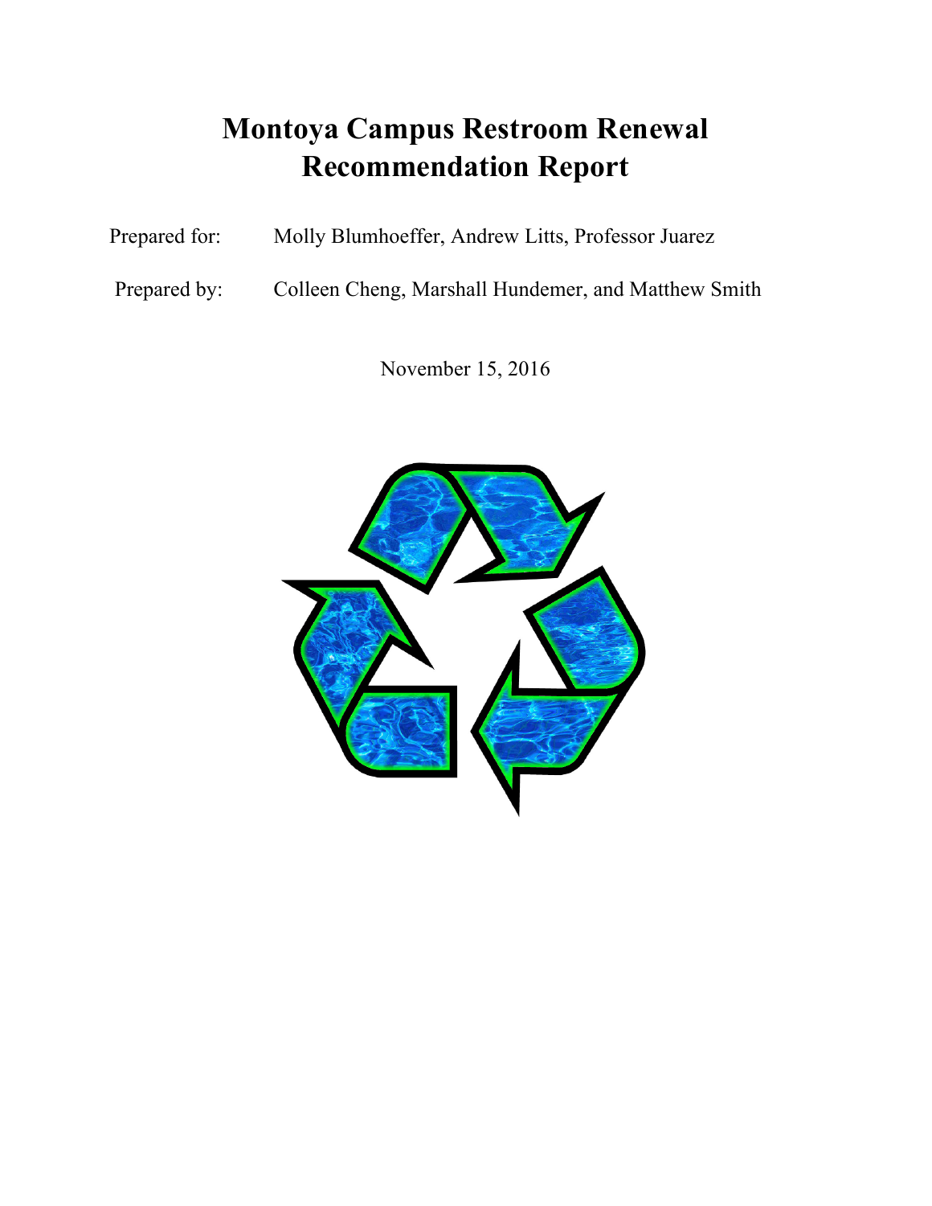# Montoya Campus Restroom Renewal Recommendation Report

Prepared for: Molly Blumhoeffer, Andrew Litts, Professor Juarez

Prepared by: Colleen Cheng, Marshall Hundemer, and Matthew Smith

November 15, 2016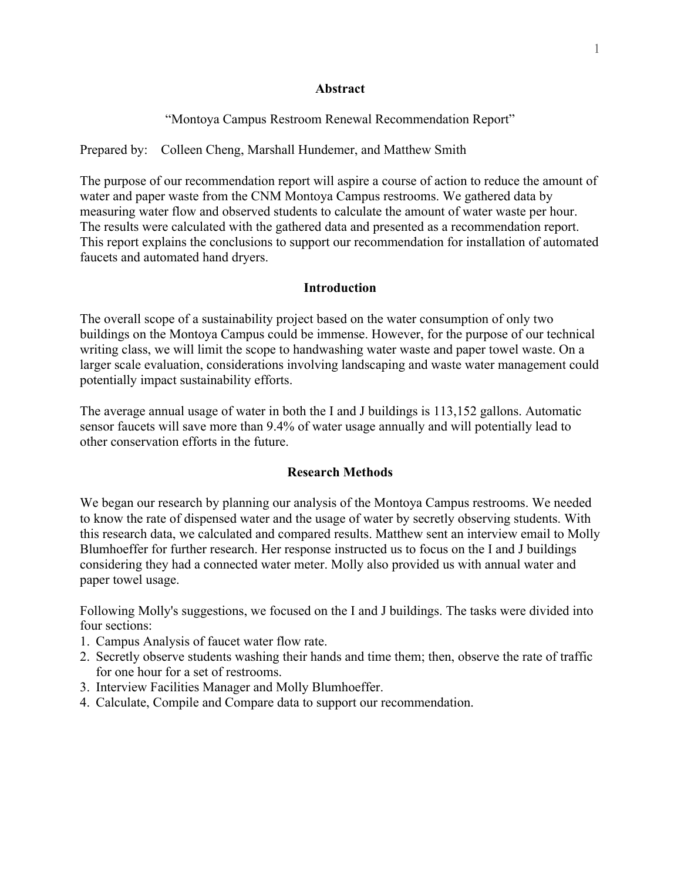## Abstract

"Montoya Campus Restroom Renewal Recommendation Report"

Prepared by: Colleen Cheng, Marshall Hundemer, and Matthew Smith

The purpose of our recommendation report will aspire a course of action to reduce the amount of water and paper waste from the CNM Montoya Campus restrooms. We gathered data by measuring water flow and observed students to calculate the amount of water waste per hour. The results were calculated with the gathered data and presented as a recommendation report. This report explains the conclusions to support our recommendation for installation of automated faucets and automated hand dryers.

## Introduction

The overall scope of a sustainability project based on the water consumption of only two buildings on the Montoya Campus could be immense. However, for the purpose of our technical writing class, we will limit the scope to handwashing water waste and paper towel waste. On a larger scale evaluation, considerations involving landscaping and waste water management could potentially impact sustainability efforts.

The average annual usage of water in both the I and J buildings is 113,152 gallons. Automatic sensor faucets will save more than 9.4% of water usage annually and will potentially lead to other conservation efforts in the future.

## Research Methods

We began our research by planning our analysis of the Montoya Campus restrooms. We needed to know the rate of dispensed water and the usage of water by secretly observing students. With this research data, we calculated and compared results. Matthew sent an interview email to Molly Blumhoeffer for further research. Her response instructed us to focus on the I and J buildings considering they had a connected water meter. Molly also provided us with annual water and paper towel usage.

Following Molly's suggestions, we focused on the I and J buildings. The tasks were divided into four sections:

1. Campus Analysis of faucet water flow rate.
2. Secretly observe students washing their hands and time them; then, observe the rate of traffic for one hour for a set of restrooms.
3. Interview Facilities Manager and Molly Blumhoeffer.
4. Calculate, Compile and Compare data to support our recommendation.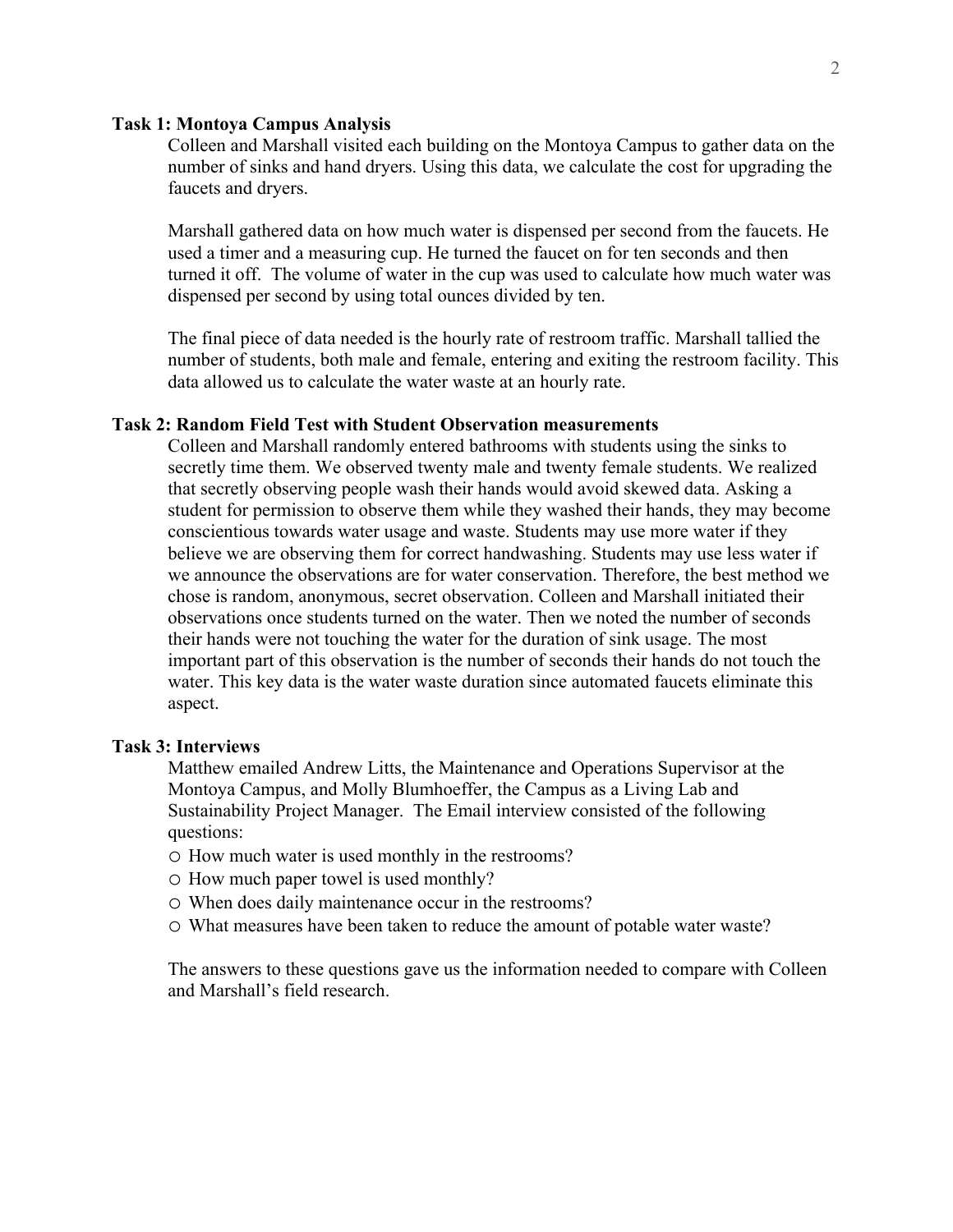**Task 1: Montoya Campus Analysis**

Colleen and Marshall visited each building on the Montoya Campus to gather data on the number of sinks and hand dryers. Using this data, we calculate the cost for upgrading the faucets and dryers.

Marshall gathered data on how much water is dispensed per second from the faucets. He used a timer and a measuring cup. He turned the faucet on for ten seconds and then turned it off. The volume of water in the cup was used to calculate how much water was dispensed per second by using total ounces divided by ten.

The final piece of data needed is the hourly rate of restroom traffic. Marshall tallied the number of students, both male and female, entering and exiting the restroom facility. This data allowed us to calculate the water waste at an hourly rate.

**Task 2: Random Field Test with Student Observation measurements**

Colleen and Marshall randomly entered bathrooms with students using the sinks to secretly time them. We observed twenty male and twenty female students. We realized that secretly observing people wash their hands would avoid skewed data. Asking a student for permission to observe them while they washed their hands, they may become conscientious towards water usage and waste. Students may use more water if they believe we are observing them for correct handwashing. Students may use less water if we announce the observations are for water conservation. Therefore, the best method we chose is random, anonymous, secret observation. Colleen and Marshall initiated their observations once students turned on the water. Then we noted the number of seconds their hands were not touching the water for the duration of sink usage. The most important part of this observation is the number of seconds their hands do not touch the water. This key data is the water waste duration since automated faucets eliminate this aspect.

**Task 3: Interviews**

Matthew emailed Andrew Litts, the Maintenance and Operations Supervisor at the Montoya Campus, and Molly Blumhoeffer, the Campus as a Living Lab and Sustainability Project Manager. The Email interview consisted of the following questions:

- How much water is used monthly in the restrooms?
- How much paper towel is used monthly?
- When does daily maintenance occur in the restrooms?
- What measures have been taken to reduce the amount of potable water waste?

The answers to these questions gave us the information needed to compare with Colleen and Marshall's field research.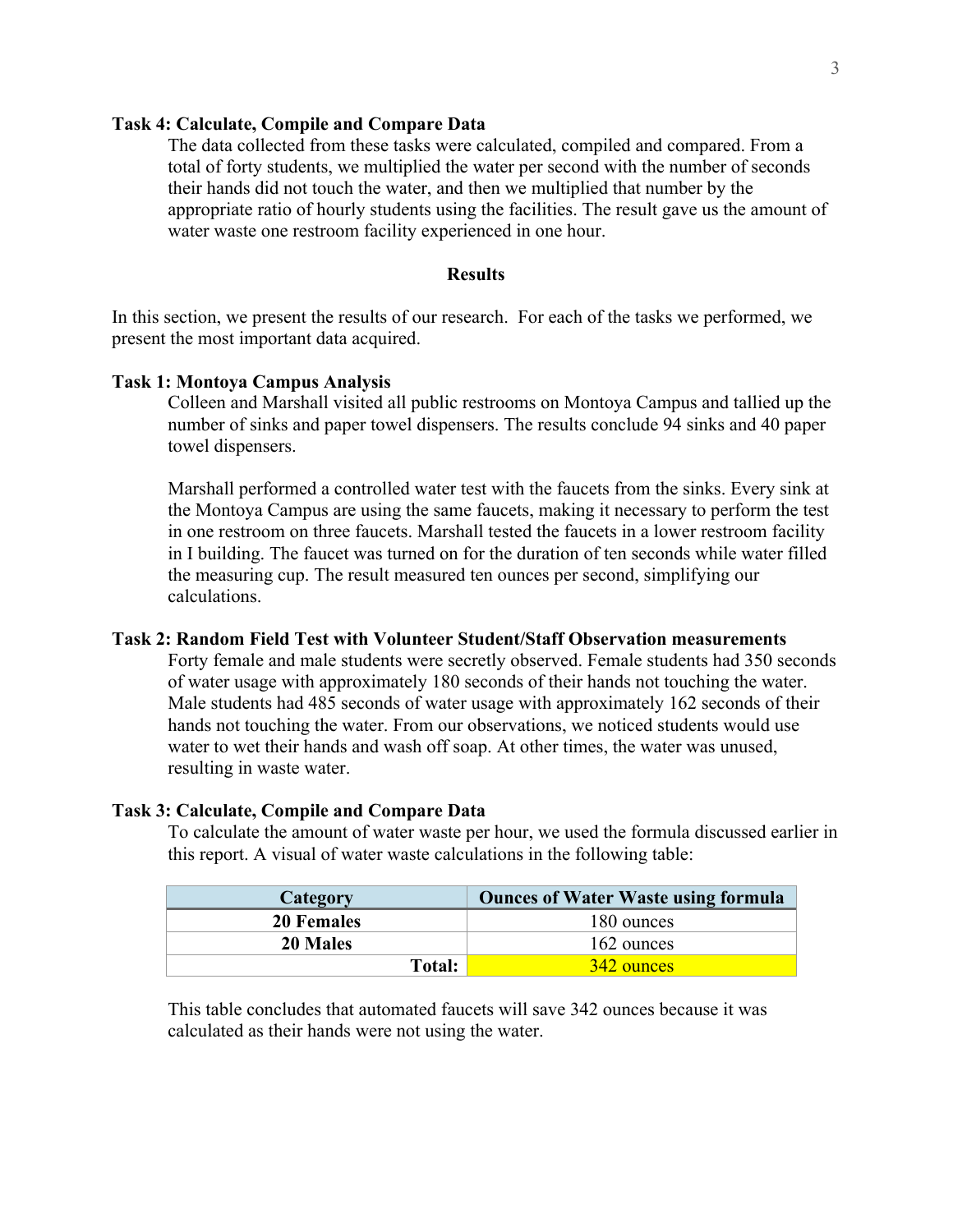### Task 4: Calculate, Compile and Compare Data

The data collected from these tasks were calculated, compiled and compared. From a total of forty students, we multiplied the water per second with the number of seconds their hands did not touch the water, and then we multiplied that number by the appropriate ratio of hourly students using the facilities. The result gave us the amount of water waste one restroom facility experienced in one hour.

## Results

In this section, we present the results of our research. For each of the tasks we performed, we present the most important data acquired.

### Task 1: Montoya Campus Analysis

Colleen and Marshall visited all public restrooms on Montoya Campus and tallied up the number of sinks and paper towel dispensers. The results conclude 94 sinks and 40 paper towel dispensers.

Marshall performed a controlled water test with the faucets from the sinks. Every sink at the Montoya Campus are using the same faucets, making it necessary to perform the test in one restroom on three faucets. Marshall tested the faucets in a lower restroom facility in I building. The faucet was turned on for the duration of ten seconds while water filled the measuring cup. The result measured ten ounces per second, simplifying our calculations.

### Task 2: Random Field Test with Volunteer Student/Staff Observation measurements

Forty female and male students were secretly observed. Female students had 350 seconds of water usage with approximately 180 seconds of their hands not touching the water. Male students had 485 seconds of water usage with approximately 162 seconds of their hands not touching the water. From our observations, we noticed students would use water to wet their hands and wash off soap. At other times, the water was unused, resulting in waste water.

### Task 3: Calculate, Compile and Compare Data

To calculate the amount of water waste per hour, we used the formula discussed earlier in this report. A visual of water waste calculations in the following table:

| Category | Ounces of Water Waste using formula |
|---|---|
| **20 Females** | 180 ounces |
| **20 Males** | 162 ounces |
| **Total:** | 342 ounces |

This table concludes that automated faucets will save 342 ounces because it was calculated as their hands were not using the water.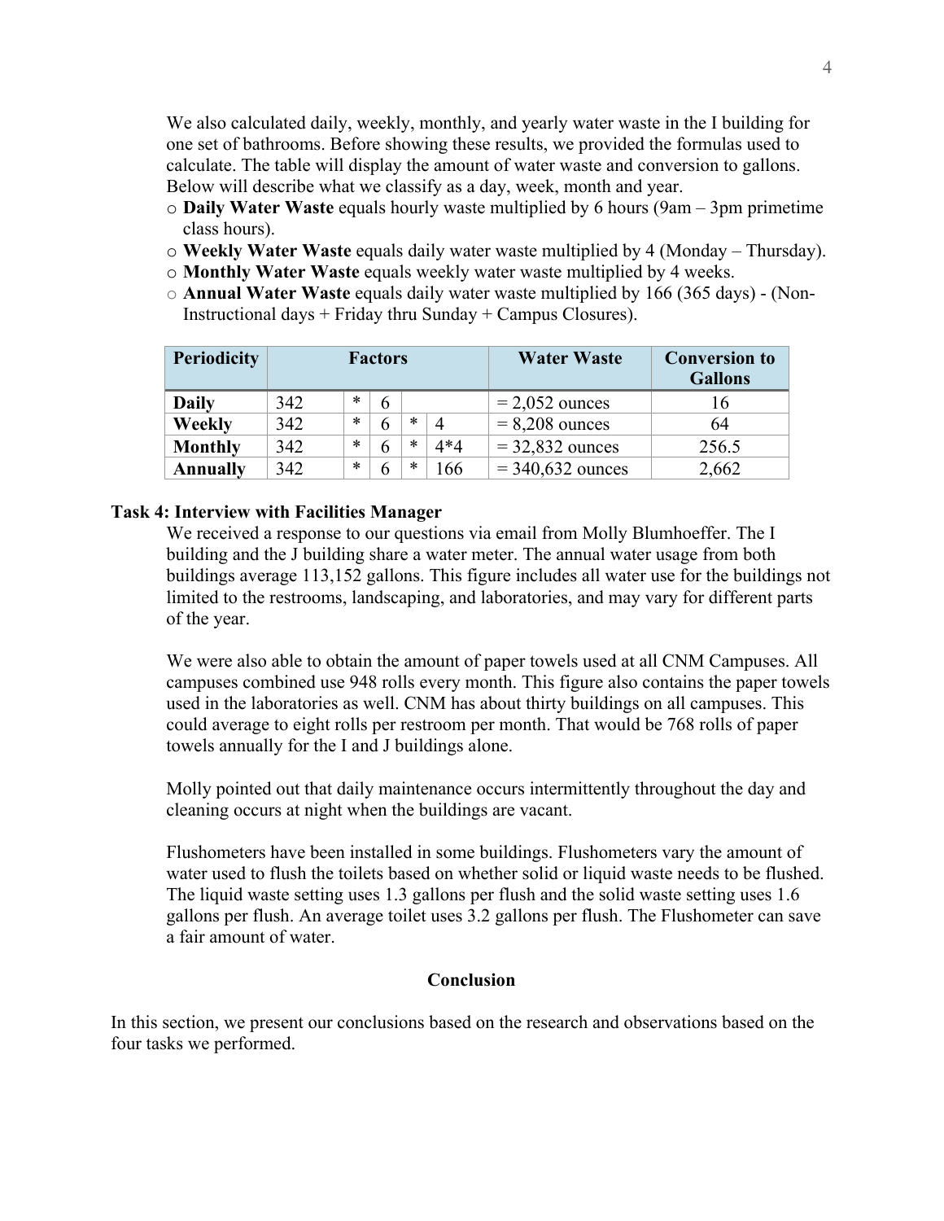We also calculated daily, weekly, monthly, and yearly water waste in the I building for one set of bathrooms. Before showing these results, we provided the formulas used to calculate. The table will display the amount of water waste and conversion to gallons. Below will describe what we classify as a day, week, month and year.

- **Daily Water Waste** equals hourly waste multiplied by 6 hours (9am – 3pm primetime class hours).
- **Weekly Water Waste** equals daily water waste multiplied by 4 (Monday – Thursday).
- **Monthly Water Waste** equals weekly water waste multiplied by 4 weeks.
- **Annual Water Waste** equals daily water waste multiplied by 166 (365 days) - (Non-Instructional days + Friday thru Sunday + Campus Closures).

| Periodicity | Factors | | | | | Water Waste | Conversion to Gallons |
|---|---|---|---|---|---|---|---|
| **Daily** | 342 | * | 6 | | | = 2,052 ounces | 16 |
| **Weekly** | 342 | * | 6 | * | 4 | = 8,208 ounces | 64 |
| **Monthly** | 342 | * | 6 | * | 4*4 | = 32,832 ounces | 256.5 |
| **Annually** | 342 | * | 6 | * | 166 | = 340,632 ounces | 2,662 |

### Task 4: Interview with Facilities Manager

We received a response to our questions via email from Molly Blumhoeffer. The I building and the J building share a water meter. The annual water usage from both buildings average 113,152 gallons. This figure includes all water use for the buildings not limited to the restrooms, landscaping, and laboratories, and may vary for different parts of the year.

We were also able to obtain the amount of paper towels used at all CNM Campuses. All campuses combined use 948 rolls every month. This figure also contains the paper towels used in the laboratories as well. CNM has about thirty buildings on all campuses. This could average to eight rolls per restroom per month. That would be 768 rolls of paper towels annually for the I and J buildings alone.

Molly pointed out that daily maintenance occurs intermittently throughout the day and cleaning occurs at night when the buildings are vacant.

Flushometers have been installed in some buildings. Flushometers vary the amount of water used to flush the toilets based on whether solid or liquid waste needs to be flushed. The liquid waste setting uses 1.3 gallons per flush and the solid waste setting uses 1.6 gallons per flush. An average toilet uses 3.2 gallons per flush. The Flushometer can save a fair amount of water.

## Conclusion

In this section, we present our conclusions based on the research and observations based on the four tasks we performed.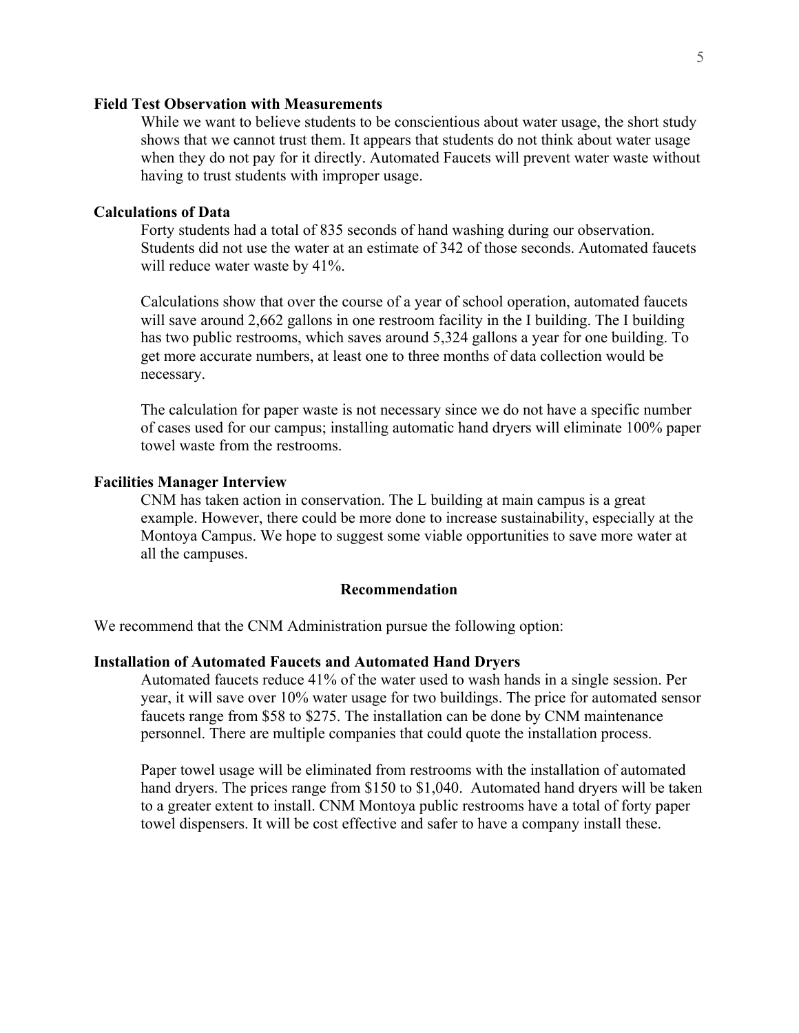**Field Test Observation with Measurements**

While we want to believe students to be conscientious about water usage, the short study shows that we cannot trust them. It appears that students do not think about water usage when they do not pay for it directly. Automated Faucets will prevent water waste without having to trust students with improper usage.

**Calculations of Data**

Forty students had a total of 835 seconds of hand washing during our observation. Students did not use the water at an estimate of 342 of those seconds. Automated faucets will reduce water waste by 41%.

Calculations show that over the course of a year of school operation, automated faucets will save around 2,662 gallons in one restroom facility in the I building. The I building has two public restrooms, which saves around 5,324 gallons a year for one building. To get more accurate numbers, at least one to three months of data collection would be necessary.

The calculation for paper waste is not necessary since we do not have a specific number of cases used for our campus; installing automatic hand dryers will eliminate 100% paper towel waste from the restrooms.

**Facilities Manager Interview**

CNM has taken action in conservation. The L building at main campus is a great example. However, there could be more done to increase sustainability, especially at the Montoya Campus. We hope to suggest some viable opportunities to save more water at all the campuses.

## Recommendation

We recommend that the CNM Administration pursue the following option:

**Installation of Automated Faucets and Automated Hand Dryers**

Automated faucets reduce 41% of the water used to wash hands in a single session. Per year, it will save over 10% water usage for two buildings. The price for automated sensor faucets range from $58 to $275. The installation can be done by CNM maintenance personnel. There are multiple companies that could quote the installation process.

Paper towel usage will be eliminated from restrooms with the installation of automated hand dryers. The prices range from $150 to $1,040. Automated hand dryers will be taken to a greater extent to install. CNM Montoya public restrooms have a total of forty paper towel dispensers. It will be cost effective and safer to have a company install these.